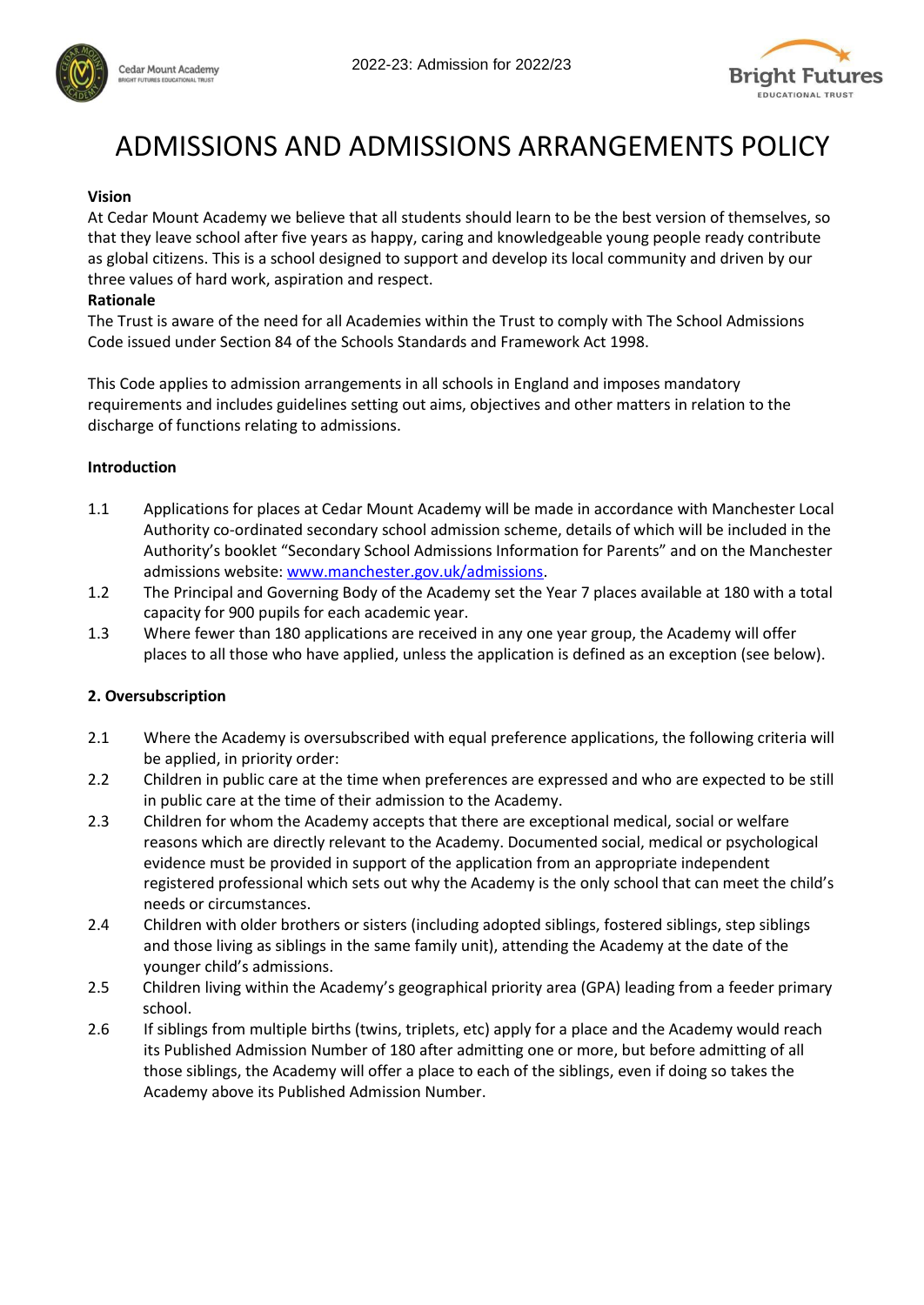# ADMISSIONS AND ADMISSIONS ARRANGEMENTS POLICY

**Vision**

At Cedar Mount Academy we believe that all students should learn to be the best version of themselves, so that they leave school after five years as happy, caring and knowledgeable young people ready contribute as global citizens. This is a school designed to support and develop its local community and driven by our three values of hard work, aspiration and respect.

**Rationale**

The Trust is aware of the need for all Academies within the Trust to comply with The School Admissions Code issued under Section 84 of the Schools Standards and Framework Act 1998.

This Code applies to admission arrangements in all schools in England and imposes mandatory requirements and includes guidelines setting out aims, objectives and other matters in relation to the discharge of functions relating to admissions.

**Introduction**

1.1 Applications for places at Cedar Mount Academy will be made in accordance with Manchester Local Authority co-ordinated secondary school admission scheme, details of which will be included in the Authority's booklet "Secondary School Admissions Information for Parents" and on the Manchester admissions website: [www.manchester.gov.uk/admissions](http://www.manchester.gov.uk/admissions).

1.2 The Principal and Governing Body of the Academy set the Year 7 places available at 180 with a total capacity for 900 pupils for each academic year.

1.3 Where fewer than 180 applications are received in any one year group, the Academy will offer places to all those who have applied, unless the application is defined as an exception (see below).

**2. Oversubscription**

2.1 Where the Academy is oversubscribed with equal preference applications, the following criteria will be applied, in priority order:

2.2 Children in public care at the time when preferences are expressed and who are expected to be still in public care at the time of their admission to the Academy.

2.3 Children for whom the Academy accepts that there are exceptional medical, social or welfare reasons which are directly relevant to the Academy. Documented social, medical or psychological evidence must be provided in support of the application from an appropriate independent registered professional which sets out why the Academy is the only school that can meet the child's needs or circumstances.

2.4 Children with older brothers or sisters (including adopted siblings, fostered siblings, step siblings and those living as siblings in the same family unit), attending the Academy at the date of the younger child's admissions.

2.5 Children living within the Academy's geographical priority area (GPA) leading from a feeder primary school.

2.6 If siblings from multiple births (twins, triplets, etc) apply for a place and the Academy would reach its Published Admission Number of 180 after admitting one or more, but before admitting of all those siblings, the Academy will offer a place to each of the siblings, even if doing so takes the Academy above its Published Admission Number.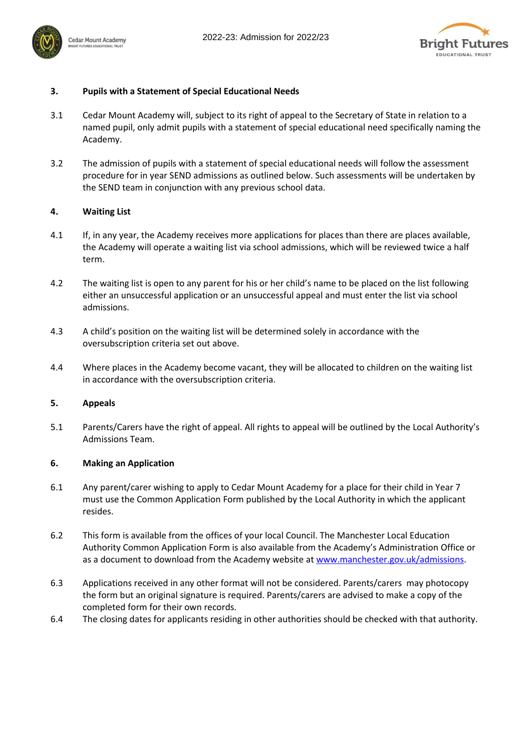## 3. Pupils with a Statement of Special Educational Needs

3.1 Cedar Mount Academy will, subject to its right of appeal to the Secretary of State in relation to a named pupil, only admit pupils with a statement of special educational need specifically naming the Academy.

3.2 The admission of pupils with a statement of special educational needs will follow the assessment procedure for in year SEND admissions as outlined below. Such assessments will be undertaken by the SEND team in conjunction with any previous school data.

## 4. Waiting List

4.1 If, in any year, the Academy receives more applications for places than there are places available, the Academy will operate a waiting list via school admissions, which will be reviewed twice a half term.

4.2 The waiting list is open to any parent for his or her child's name to be placed on the list following either an unsuccessful application or an unsuccessful appeal and must enter the list via school admissions.

4.3 A child's position on the waiting list will be determined solely in accordance with the oversubscription criteria set out above.

4.4 Where places in the Academy become vacant, they will be allocated to children on the waiting list in accordance with the oversubscription criteria.

## 5. Appeals

5.1 Parents/Carers have the right of appeal. All rights to appeal will be outlined by the Local Authority's Admissions Team.

## 6. Making an Application

6.1 Any parent/carer wishing to apply to Cedar Mount Academy for a place for their child in Year 7 must use the Common Application Form published by the Local Authority in which the applicant resides.

6.2 This form is available from the offices of your local Council. The Manchester Local Education Authority Common Application Form is also available from the Academy's Administration Office or as a document to download from the Academy website at [www.manchester.gov.uk/admissions](www.manchester.gov.uk/admissions).

6.3 Applications received in any other format will not be considered. Parents/carers may photocopy the form but an original signature is required. Parents/carers are advised to make a copy of the completed form for their own records.

6.4 The closing dates for applicants residing in other authorities should be checked with that authority.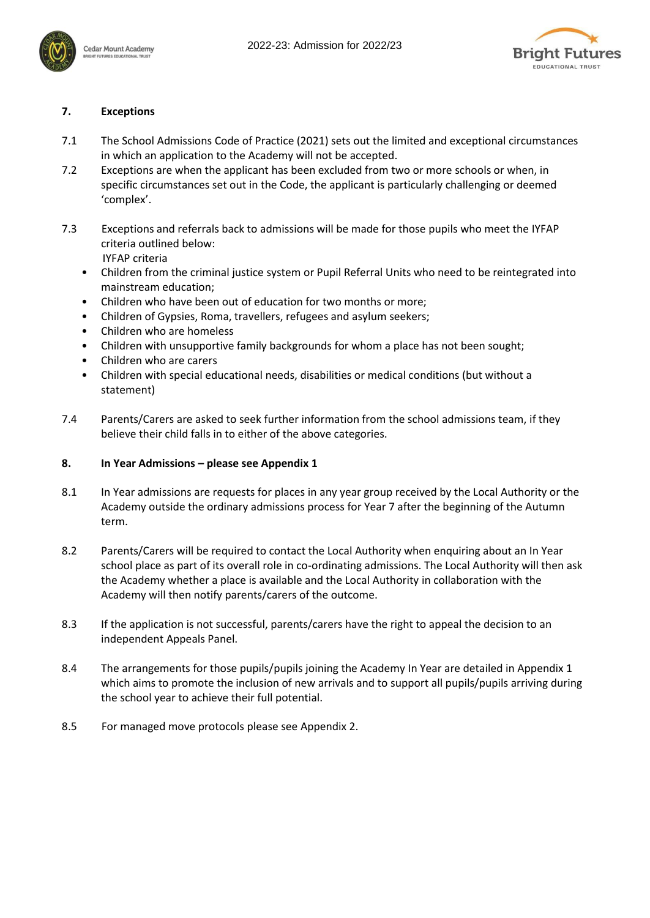## 7. Exceptions

7.1 The School Admissions Code of Practice (2021) sets out the limited and exceptional circumstances in which an application to the Academy will not be accepted.

7.2 Exceptions are when the applicant has been excluded from two or more schools or when, in specific circumstances set out in the Code, the applicant is particularly challenging or deemed 'complex'.

7.3 Exceptions and referrals back to admissions will be made for those pupils who meet the IYFAP criteria outlined below:
IYFAP criteria

- Children from the criminal justice system or Pupil Referral Units who need to be reintegrated into mainstream education;
- Children who have been out of education for two months or more;
- Children of Gypsies, Roma, travellers, refugees and asylum seekers;
- Children who are homeless
- Children with unsupportive family backgrounds for whom a place has not been sought;
- Children who are carers
- Children with special educational needs, disabilities or medical conditions (but without a statement)

7.4 Parents/Carers are asked to seek further information from the school admissions team, if they believe their child falls in to either of the above categories.

## 8. In Year Admissions – please see Appendix 1

8.1 In Year admissions are requests for places in any year group received by the Local Authority or the Academy outside the ordinary admissions process for Year 7 after the beginning of the Autumn term.

8.2 Parents/Carers will be required to contact the Local Authority when enquiring about an In Year school place as part of its overall role in co-ordinating admissions. The Local Authority will then ask the Academy whether a place is available and the Local Authority in collaboration with the Academy will then notify parents/carers of the outcome.

8.3 If the application is not successful, parents/carers have the right to appeal the decision to an independent Appeals Panel.

8.4 The arrangements for those pupils/pupils joining the Academy In Year are detailed in Appendix 1 which aims to promote the inclusion of new arrivals and to support all pupils/pupils arriving during the school year to achieve their full potential.

8.5 For managed move protocols please see Appendix 2.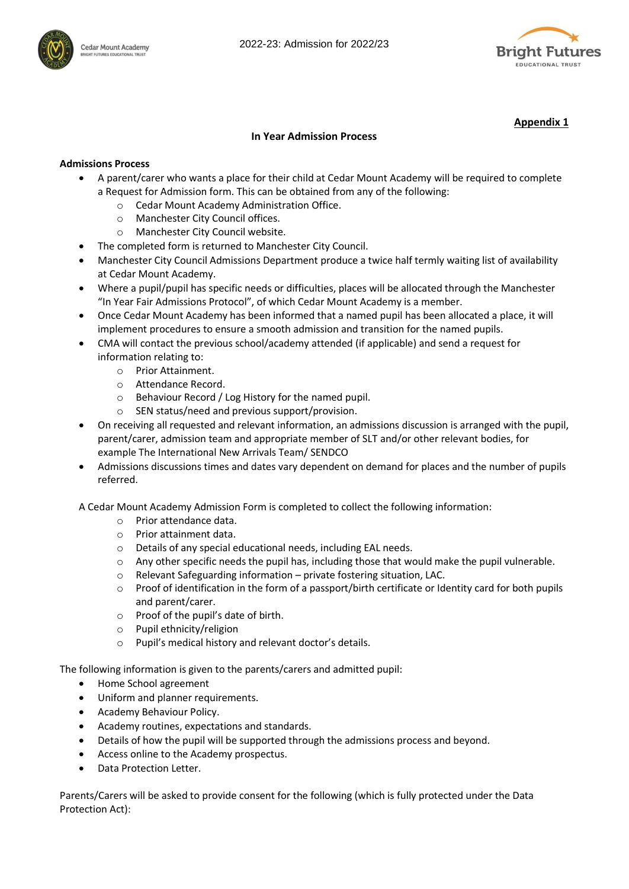**Appendix 1**

## In Year Admission Process

### Admissions Process

- A parent/carer who wants a place for their child at Cedar Mount Academy will be required to complete a Request for Admission form. This can be obtained from any of the following:
  - Cedar Mount Academy Administration Office.
  - Manchester City Council offices.
  - Manchester City Council website.
- The completed form is returned to Manchester City Council.
- Manchester City Council Admissions Department produce a twice half termly waiting list of availability at Cedar Mount Academy.
- Where a pupil/pupil has specific needs or difficulties, places will be allocated through the Manchester "In Year Fair Admissions Protocol", of which Cedar Mount Academy is a member.
- Once Cedar Mount Academy has been informed that a named pupil has been allocated a place, it will implement procedures to ensure a smooth admission and transition for the named pupils.
- CMA will contact the previous school/academy attended (if applicable) and send a request for information relating to:
  - Prior Attainment.
  - Attendance Record.
  - Behaviour Record / Log History for the named pupil.
  - SEN status/need and previous support/provision.
- On receiving all requested and relevant information, an admissions discussion is arranged with the pupil, parent/carer, admission team and appropriate member of SLT and/or other relevant bodies, for example The International New Arrivals Team/ SENDCO
- Admissions discussions times and dates vary dependent on demand for places and the number of pupils referred.

A Cedar Mount Academy Admission Form is completed to collect the following information:

- Prior attendance data.
- Prior attainment data.
- Details of any special educational needs, including EAL needs.
- Any other specific needs the pupil has, including those that would make the pupil vulnerable.
- Relevant Safeguarding information – private fostering situation, LAC.
- Proof of identification in the form of a passport/birth certificate or Identity card for both pupils and parent/carer.
- Proof of the pupil's date of birth.
- Pupil ethnicity/religion
- Pupil's medical history and relevant doctor's details.

The following information is given to the parents/carers and admitted pupil:

- Home School agreement
- Uniform and planner requirements.
- Academy Behaviour Policy.
- Academy routines, expectations and standards.
- Details of how the pupil will be supported through the admissions process and beyond.
- Access online to the Academy prospectus.
- Data Protection Letter.

Parents/Carers will be asked to provide consent for the following (which is fully protected under the Data Protection Act):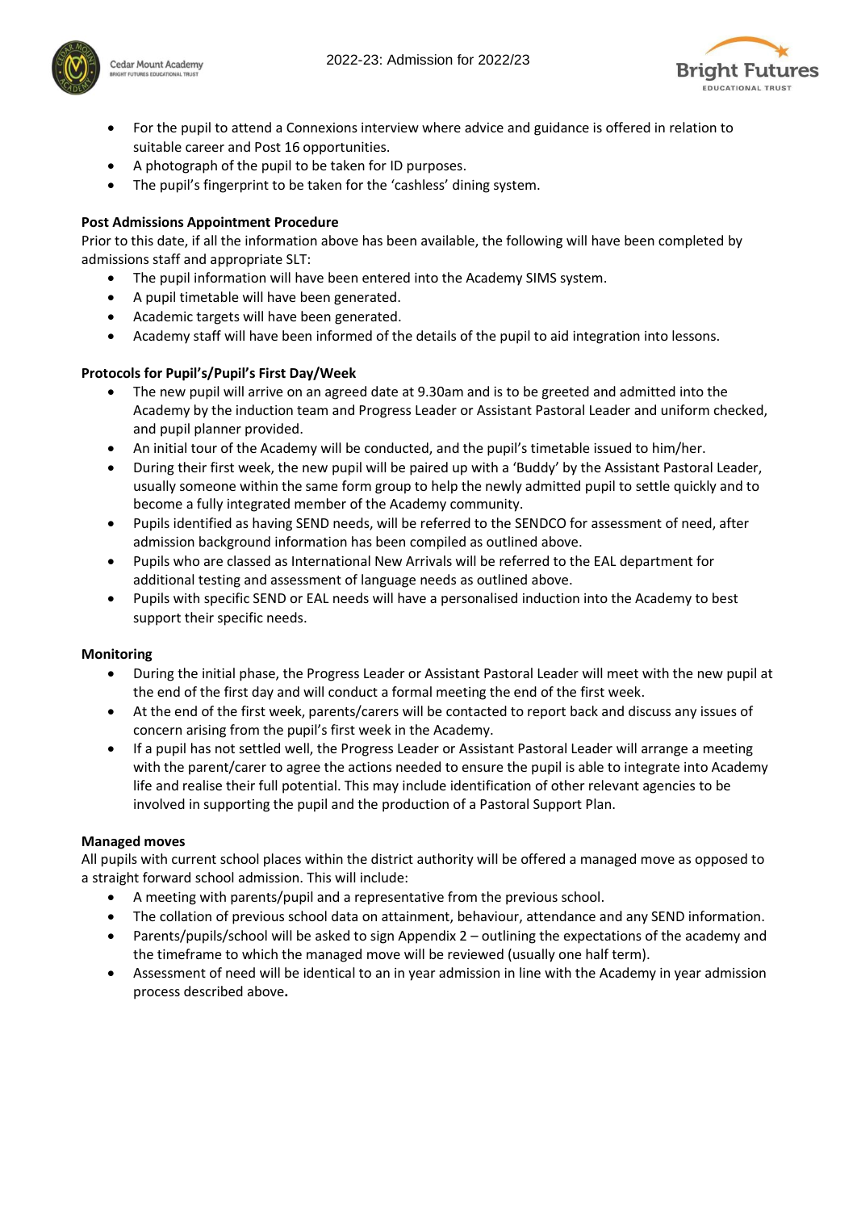- For the pupil to attend a Connexions interview where advice and guidance is offered in relation to suitable career and Post 16 opportunities.
- A photograph of the pupil to be taken for ID purposes.
- The pupil's fingerprint to be taken for the 'cashless' dining system.

**Post Admissions Appointment Procedure**

Prior to this date, if all the information above has been available, the following will have been completed by admissions staff and appropriate SLT:

- The pupil information will have been entered into the Academy SIMS system.
- A pupil timetable will have been generated.
- Academic targets will have been generated.
- Academy staff will have been informed of the details of the pupil to aid integration into lessons.

**Protocols for Pupil's/Pupil's First Day/Week**

- The new pupil will arrive on an agreed date at 9.30am and is to be greeted and admitted into the Academy by the induction team and Progress Leader or Assistant Pastoral Leader and uniform checked, and pupil planner provided.
- An initial tour of the Academy will be conducted, and the pupil's timetable issued to him/her.
- During their first week, the new pupil will be paired up with a 'Buddy' by the Assistant Pastoral Leader, usually someone within the same form group to help the newly admitted pupil to settle quickly and to become a fully integrated member of the Academy community.
- Pupils identified as having SEND needs, will be referred to the SENDCO for assessment of need, after admission background information has been compiled as outlined above.
- Pupils who are classed as International New Arrivals will be referred to the EAL department for additional testing and assessment of language needs as outlined above.
- Pupils with specific SEND or EAL needs will have a personalised induction into the Academy to best support their specific needs.

**Monitoring**

- During the initial phase, the Progress Leader or Assistant Pastoral Leader will meet with the new pupil at the end of the first day and will conduct a formal meeting the end of the first week.
- At the end of the first week, parents/carers will be contacted to report back and discuss any issues of concern arising from the pupil's first week in the Academy.
- If a pupil has not settled well, the Progress Leader or Assistant Pastoral Leader will arrange a meeting with the parent/carer to agree the actions needed to ensure the pupil is able to integrate into Academy life and realise their full potential. This may include identification of other relevant agencies to be involved in supporting the pupil and the production of a Pastoral Support Plan.

**Managed moves**

All pupils with current school places within the district authority will be offered a managed move as opposed to a straight forward school admission. This will include:

- A meeting with parents/pupil and a representative from the previous school.
- The collation of previous school data on attainment, behaviour, attendance and any SEND information.
- Parents/pupils/school will be asked to sign Appendix 2 – outlining the expectations of the academy and the timeframe to which the managed move will be reviewed (usually one half term).
- Assessment of need will be identical to an in year admission in line with the Academy in year admission process described above.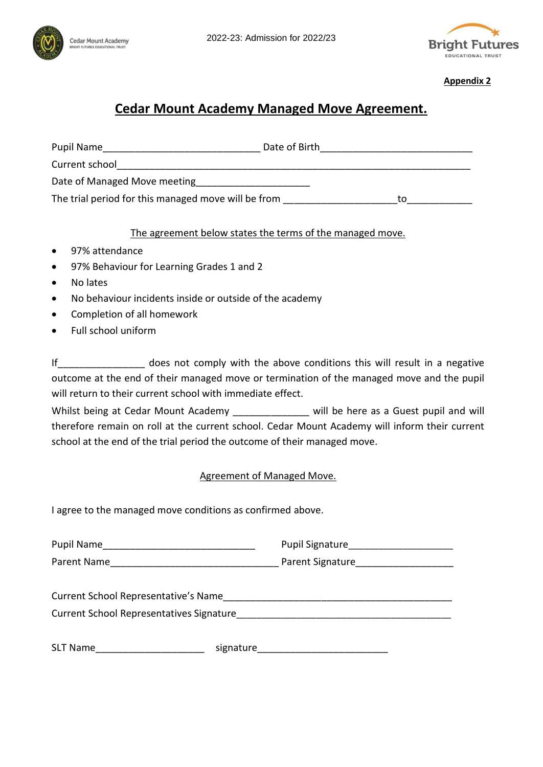2022-23: Admission for 2022/23

**Appendix 2**

# Cedar Mount Academy Managed Move Agreement.

Pupil Name_____________________________ Date of Birth____________________________

Current school_________________________________________________________________

Date of Managed Move meeting_____________________

The trial period for this managed move will be from _____________________to____________

The agreement below states the terms of the managed move.

- 97% attendance
- 97% Behaviour for Learning Grades 1 and 2
- No lates
- No behaviour incidents inside or outside of the academy
- Completion of all homework
- Full school uniform

If________________ does not comply with the above conditions this will result in a negative outcome at the end of their managed move or termination of the managed move and the pupil will return to their current school with immediate effect.

Whilst being at Cedar Mount Academy ______________ will be here as a Guest pupil and will therefore remain on roll at the current school. Cedar Mount Academy will inform their current school at the end of the trial period the outcome of their managed move.

Agreement of Managed Move.

I agree to the managed move conditions as confirmed above.

Pupil Name____________________________ Pupil Signature___________________

Parent Name_______________________________ Parent Signature__________________

Current School Representative's Name__________________________________________

Current School Representatives Signature_______________________________________

SLT Name____________________ signature________________________